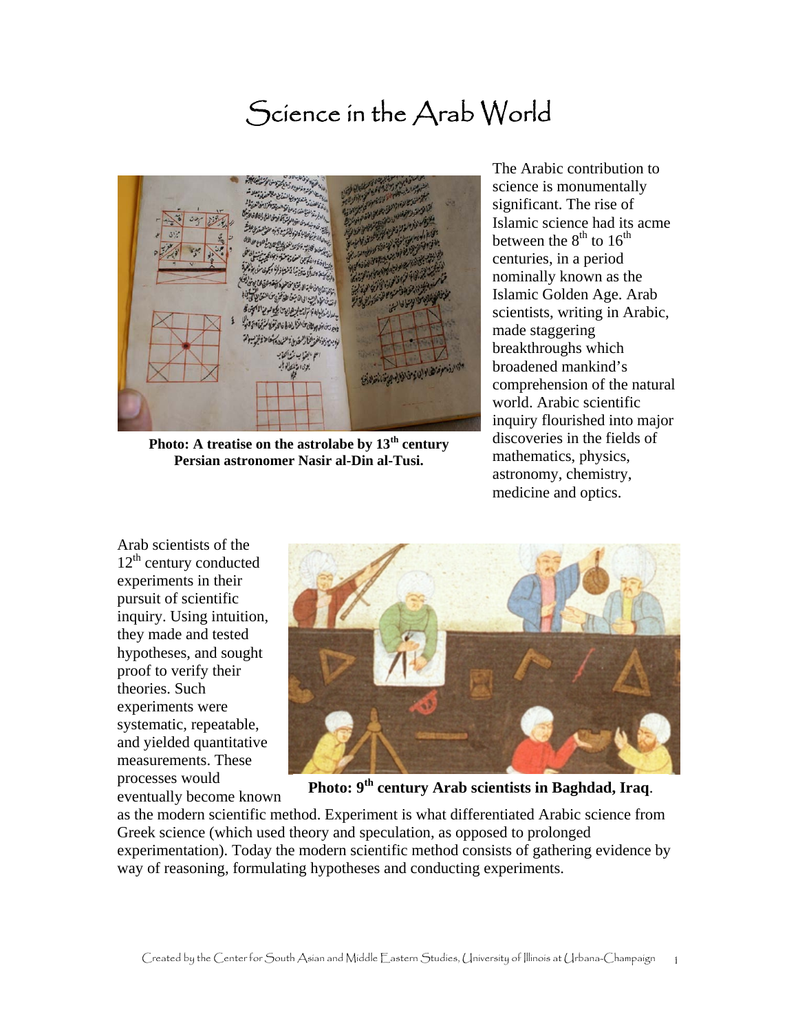# Science in the Arab World

**Photo: A treatise on the astrolabe by 13th century Persian astronomer Nasir al-Din al-Tusi.**

The Arabic contribution to science is monumentally significant. The rise of Islamic science had its acme between the 8th to 16th centuries, in a period nominally known as the Islamic Golden Age. Arab scientists, writing in Arabic, made staggering breakthroughs which broadened mankind's comprehension of the natural world. Arabic scientific inquiry flourished into major discoveries in the fields of mathematics, physics, astronomy, chemistry, medicine and optics.

**Photo: 9th century Arab scientists in Baghdad, Iraq**.

Arab scientists of the 12th century conducted experiments in their pursuit of scientific inquiry. Using intuition, they made and tested hypotheses, and sought proof to verify their theories. Such experiments were systematic, repeatable, and yielded quantitative measurements. These processes would eventually become known as the modern scientific method. Experiment is what differentiated Arabic science from Greek science (which used theory and speculation, as opposed to prolonged experimentation). Today the modern scientific method consists of gathering evidence by way of reasoning, formulating hypotheses and conducting experiments.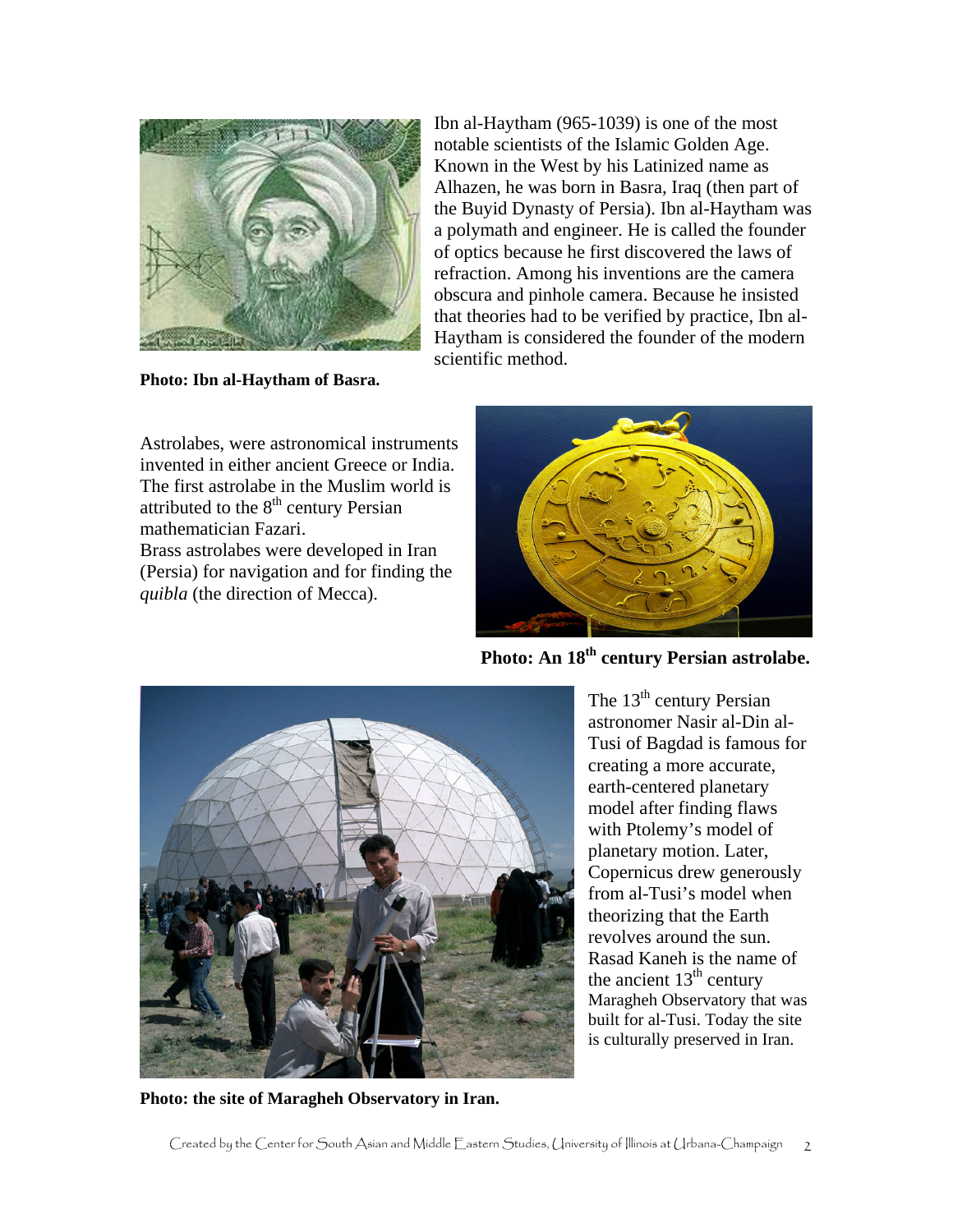Ibn al-Haytham (965-1039) is one of the most notable scientists of the Islamic Golden Age. Known in the West by his Latinized name as Alhazen, he was born in Basra, Iraq (then part of the Buyid Dynasty of Persia). Ibn al-Haytham was a polymath and engineer. He is called the founder of optics because he first discovered the laws of refraction. Among his inventions are the camera obscura and pinhole camera. Because he insisted that theories had to be verified by practice, Ibn al-Haytham is considered the founder of the modern scientific method.

**Photo: Ibn al-Haytham of Basra.**

Astrolabes, were astronomical instruments invented in either ancient Greece or India. The first astrolabe in the Muslim world is attributed to the 8th century Persian mathematician Fazari.
Brass astrolabes were developed in Iran (Persia) for navigation and for finding the *quibla* (the direction of Mecca).

**Photo: An 18th century Persian astrolabe.**

The 13th century Persian astronomer Nasir al-Din al-Tusi of Bagdad is famous for creating a more accurate, earth-centered planetary model after finding flaws with Ptolemy's model of planetary motion. Later, Copernicus drew generously from al-Tusi's model when theorizing that the Earth revolves around the sun. Rasad Kaneh is the name of the ancient 13th century Maragheh Observatory that was built for al-Tusi. Today the site is culturally preserved in Iran.

**Photo: the site of Maragheh Observatory in Iran.**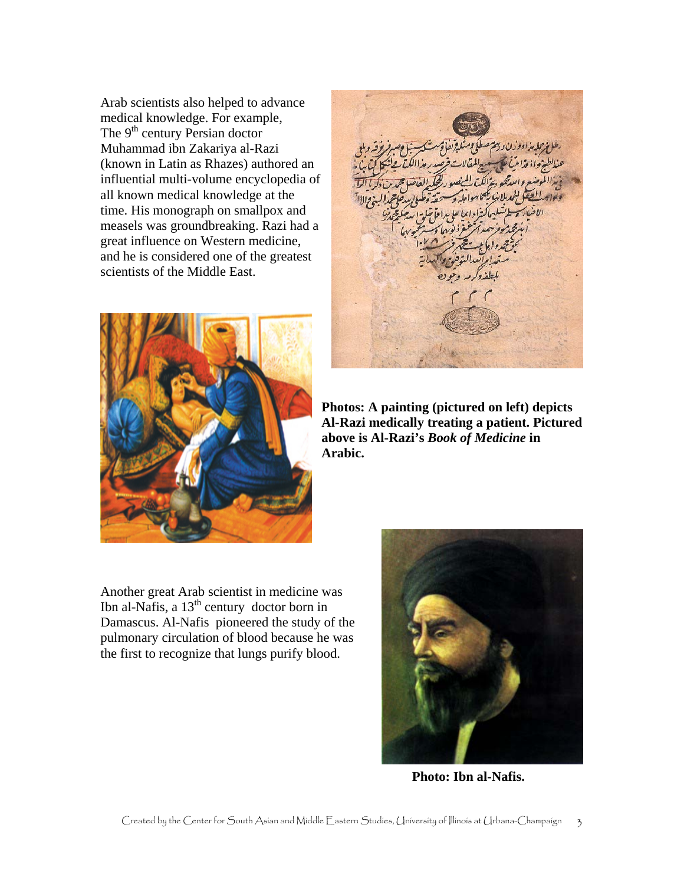Arab scientists also helped to advance medical knowledge. For example, The 9th century Persian doctor Muhammad ibn Zakariya al-Razi (known in Latin as Rhazes) authored an influential multi-volume encyclopedia of all known medical knowledge at the time. His monograph on smallpox and measels was groundbreaking. Razi had a great influence on Western medicine, and he is considered one of the greatest scientists of the Middle East.

**Photos: A painting (pictured on left) depicts Al-Razi medically treating a patient. Pictured above is Al-Razi's *Book of Medicine* in Arabic.**

Another great Arab scientist in medicine was Ibn al-Nafis, a 13th century doctor born in Damascus. Al-Nafis pioneered the study of the pulmonary circulation of blood because he was the first to recognize that lungs purify blood.

**Photo: Ibn al-Nafis.**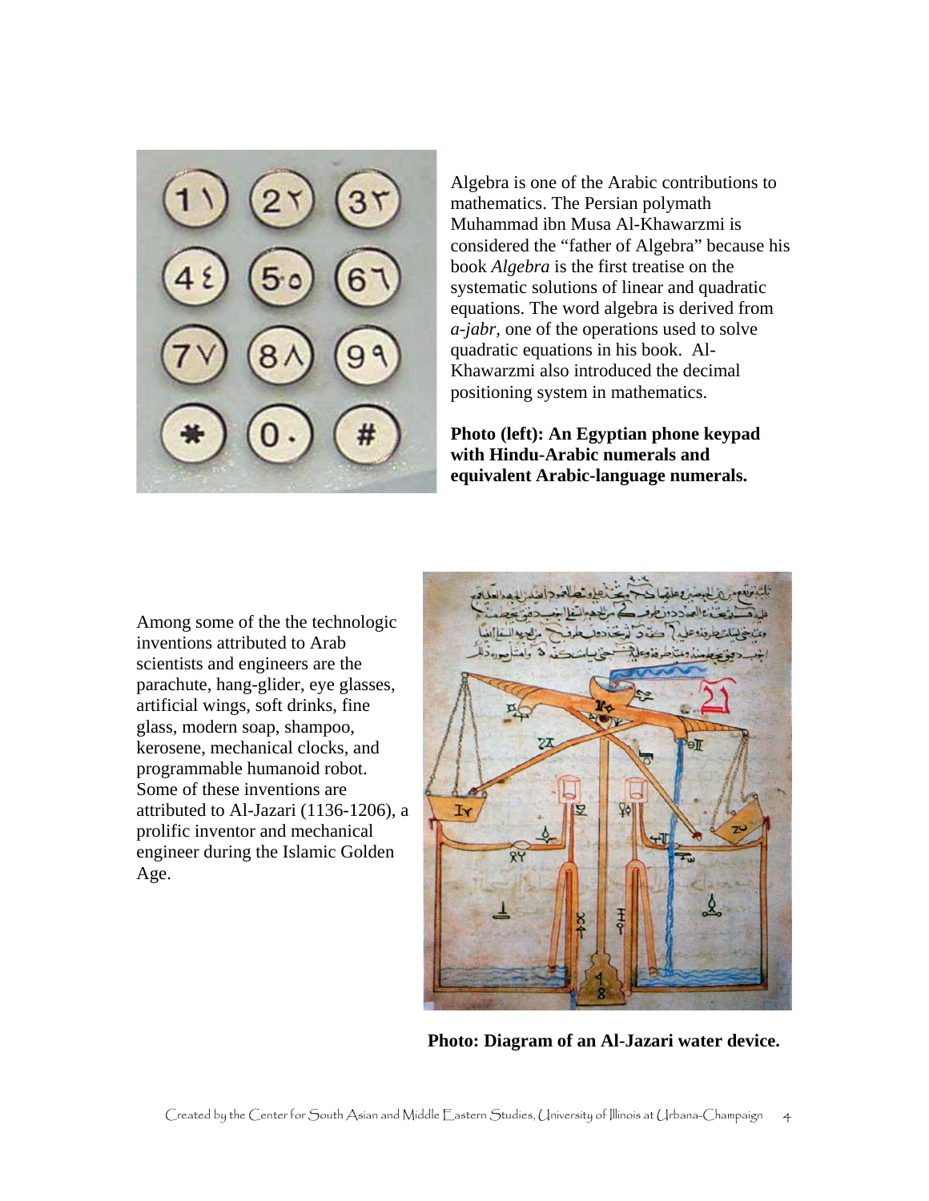Algebra is one of the Arabic contributions to mathematics. The Persian polymath Muhammad ibn Musa Al-Khawarzmi is considered the "father of Algebra" because his book *Algebra* is the first treatise on the systematic solutions of linear and quadratic equations. The word algebra is derived from *a-jabr*, one of the operations used to solve quadratic equations in his book. Al-Khawarzmi also introduced the decimal positioning system in mathematics.

**Photo (left): An Egyptian phone keypad with Hindu-Arabic numerals and equivalent Arabic-language numerals.**

Among some of the the technologic inventions attributed to Arab scientists and engineers are the parachute, hang-glider, eye glasses, artificial wings, soft drinks, fine glass, modern soap, shampoo, kerosene, mechanical clocks, and programmable humanoid robot. Some of these inventions are attributed to Al-Jazari (1136-1206), a prolific inventor and mechanical engineer during the Islamic Golden Age.

**Photo: Diagram of an Al-Jazari water device.**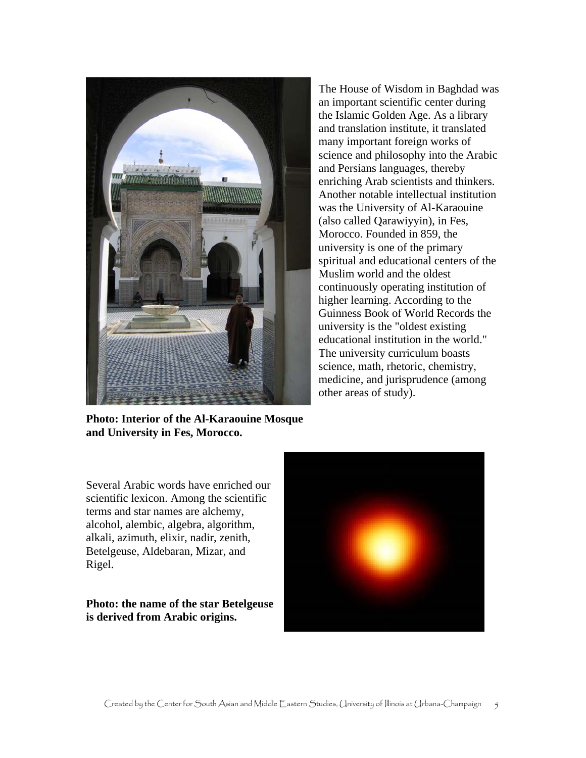The House of Wisdom in Baghdad was an important scientific center during the Islamic Golden Age. As a library and translation institute, it translated many important foreign works of science and philosophy into the Arabic and Persians languages, thereby enriching Arab scientists and thinkers. Another notable intellectual institution was the University of Al-Karaouine (also called Qarawiyyin), in Fes, Morocco. Founded in 859, the university is one of the primary spiritual and educational centers of the Muslim world and the oldest continuously operating institution of higher learning. According to the Guinness Book of World Records the university is the "oldest existing educational institution in the world." The university curriculum boasts science, math, rhetoric, chemistry, medicine, and jurisprudence (among other areas of study).

**Photo: Interior of the Al-Karaouine Mosque and University in Fes, Morocco.**

Several Arabic words have enriched our scientific lexicon. Among the scientific terms and star names are alchemy, alcohol, alembic, algebra, algorithm, alkali, azimuth, elixir, nadir, zenith, Betelgeuse, Aldebaran, Mizar, and Rigel.

**Photo: the name of the star Betelgeuse is derived from Arabic origins.**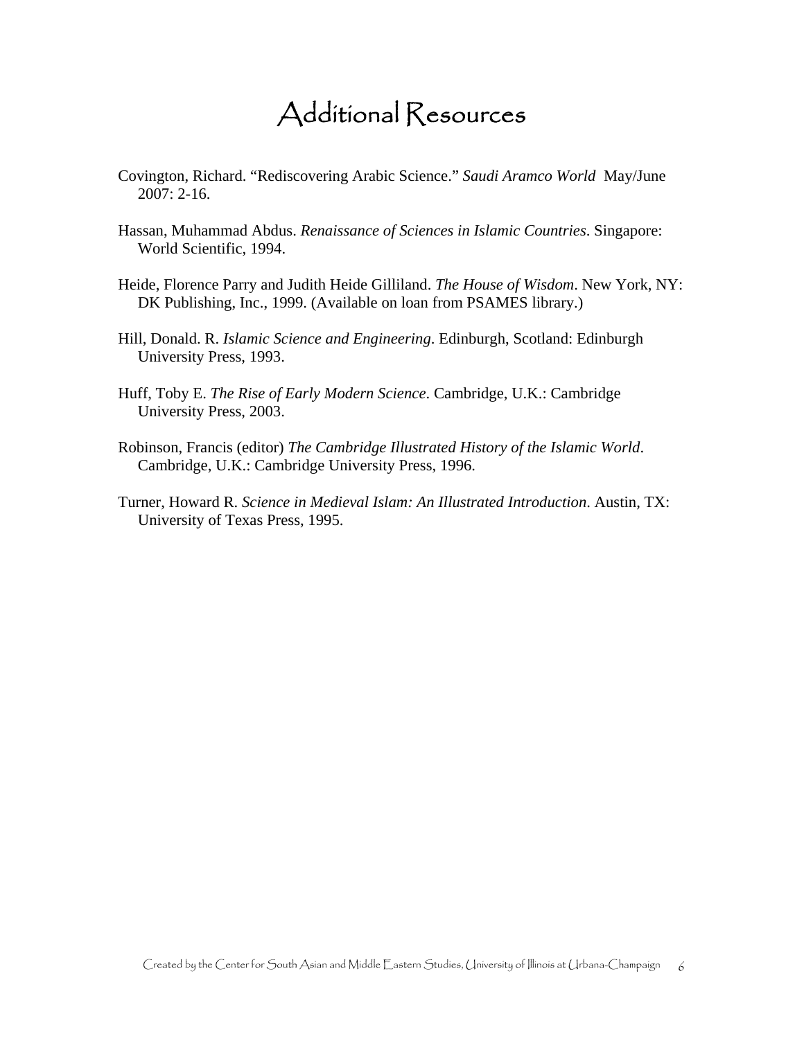# Additional Resources

Covington, Richard. "Rediscovering Arabic Science." *Saudi Aramco World* May/June 2007: 2-16.

Hassan, Muhammad Abdus. *Renaissance of Sciences in Islamic Countries*. Singapore: World Scientific, 1994.

Heide, Florence Parry and Judith Heide Gilliland. *The House of Wisdom*. New York, NY: DK Publishing, Inc., 1999. (Available on loan from PSAMES library.)

Hill, Donald. R. *Islamic Science and Engineering*. Edinburgh, Scotland: Edinburgh University Press, 1993.

Huff, Toby E. *The Rise of Early Modern Science*. Cambridge, U.K.: Cambridge University Press, 2003.

Robinson, Francis (editor) *The Cambridge Illustrated History of the Islamic World*. Cambridge, U.K.: Cambridge University Press, 1996.

Turner, Howard R. *Science in Medieval Islam: An Illustrated Introduction*. Austin, TX: University of Texas Press, 1995.